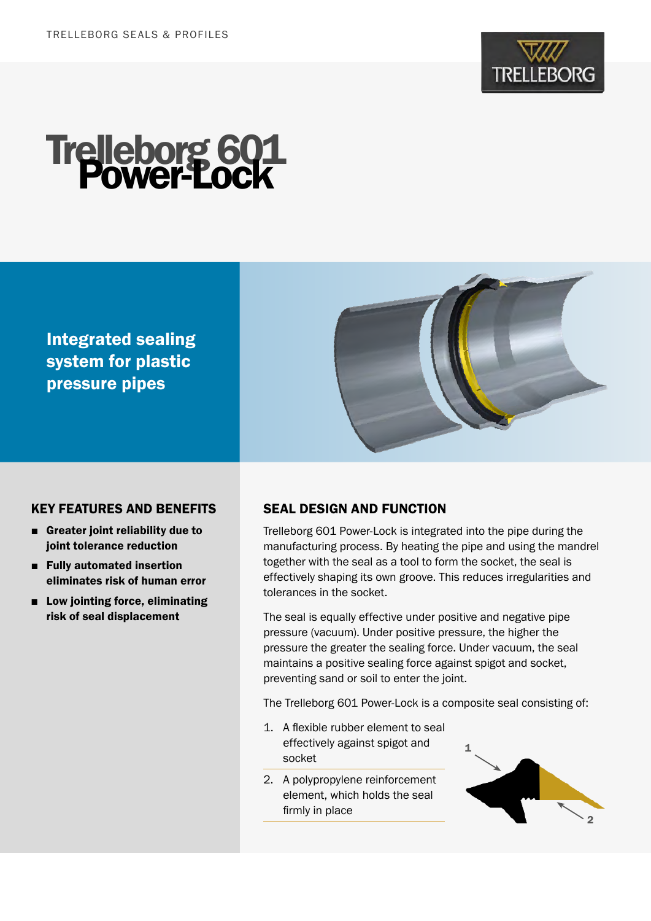# Trelleborg 601 Power-Lock

## Integrated sealing system for plastic pressure pipes

## KEY FEATURES AND BENEFITS

- **Greater joint reliability due to joint tolerance reduction**
- **Fully automated insertion eliminates risk of human error**
- **Low jointing force, eliminating risk of seal displacement**

## SEAL DESIGN AND FUNCTION

Trelleborg 601 Power-Lock is integrated into the pipe during the manufacturing process. By heating the pipe and using the mandrel together with the seal as a tool to form the socket, the seal is effectively shaping its own groove. This reduces irregularities and tolerances in the socket.

The seal is equally effective under positive and negative pipe pressure (vacuum). Under positive pressure, the higher the pressure the greater the sealing force. Under vacuum, the seal maintains a positive sealing force against spigot and socket, preventing sand or soil to enter the joint.

The Trelleborg 601 Power-Lock is a composite seal consisting of:

1. A flexible rubber element to seal effectively against spigot and socket
2. A polypropylene reinforcement element, which holds the seal firmly in place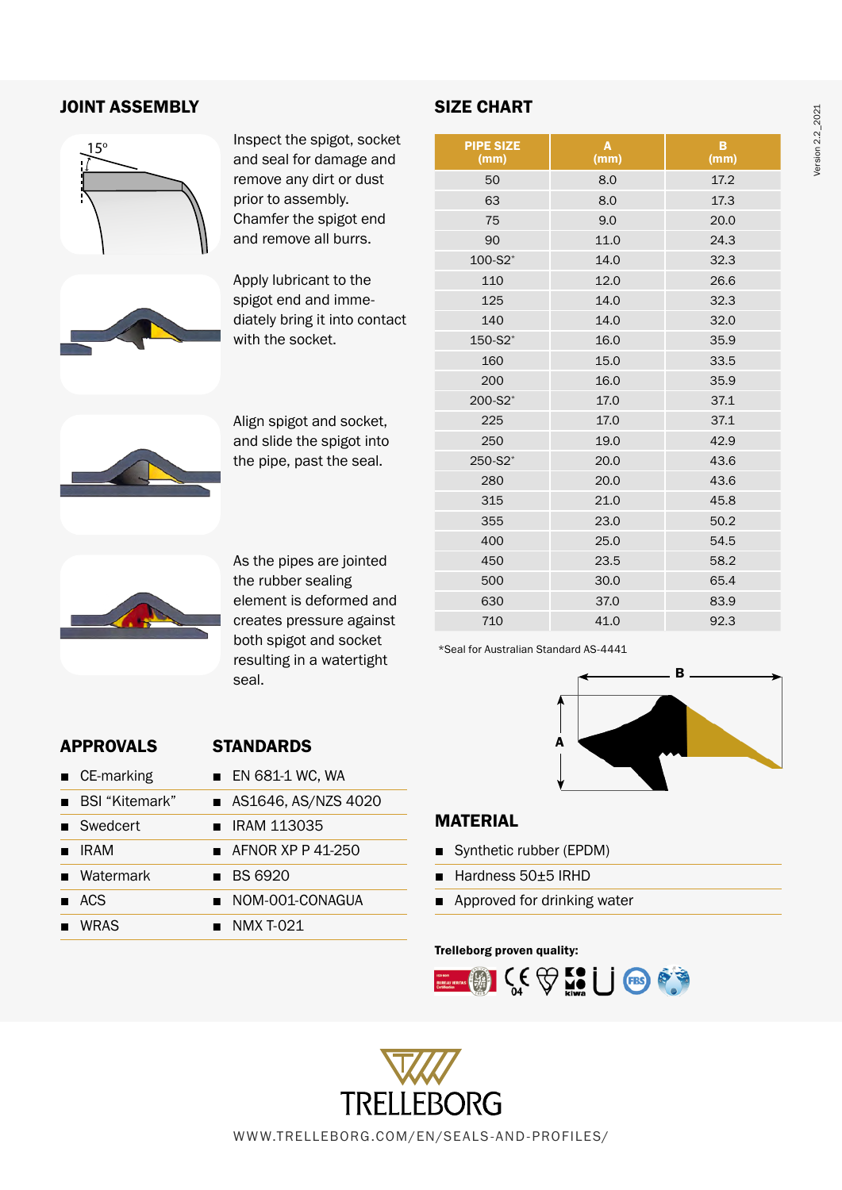## JOINT ASSEMBLY

15°

Inspect the spigot, socket and seal for damage and remove any dirt or dust prior to assembly. Chamfer the spigot end and remove all burrs.

Apply lubricant to the spigot end and immediately bring it into contact with the socket.

Align spigot and socket, and slide the spigot into the pipe, past the seal.

As the pipes are jointed the rubber sealing element is deformed and creates pressure against both spigot and socket resulting in a watertight seal.

## SIZE CHART

| PIPE SIZE (mm) | A (mm) | B (mm) |
|---|---|---|
| 50 | 8.0 | 17.2 |
| 63 | 8.0 | 17.3 |
| 75 | 9.0 | 20.0 |
| 90 | 11.0 | 24.3 |
| 100-S2* | 14.0 | 32.3 |
| 110 | 12.0 | 26.6 |
| 125 | 14.0 | 32.3 |
| 140 | 14.0 | 32.0 |
| 150-S2* | 16.0 | 35.9 |
| 160 | 15.0 | 33.5 |
| 200 | 16.0 | 35.9 |
| 200-S2* | 17.0 | 37.1 |
| 225 | 17.0 | 37.1 |
| 250 | 19.0 | 42.9 |
| 250-S2* | 20.0 | 43.6 |
| 280 | 20.0 | 43.6 |
| 315 | 21.0 | 45.8 |
| 355 | 23.0 | 50.2 |
| 400 | 25.0 | 54.5 |
| 450 | 23.5 | 58.2 |
| 500 | 30.0 | 65.4 |
| 630 | 37.0 | 83.9 |
| 710 | 41.0 | 92.3 |

*Seal for Australian Standard AS-4441

B

A

## APPROVALS

- CE-marking
- BSI “Kitemark”
- Swedcert
- IRAM
- Watermark
- ACS
- WRAS

## STANDARDS

- EN 681-1 WC, WA
- AS1646, AS/NZS 4020
- IRAM 113035
- AFNOR XP P 41-250
- BS 6920
- NOM-001-CONAGUA
- NMX T-021

## MATERIAL

- Synthetic rubber (EPDM)
- Hardness 50±5 IRHD
- Approved for drinking water

**Trelleborg proven quality:**

TRELLEBORG

WWW.TRELLEBORG.COM/EN/SEALS-AND-PROFILES/

Version 2.2_2021